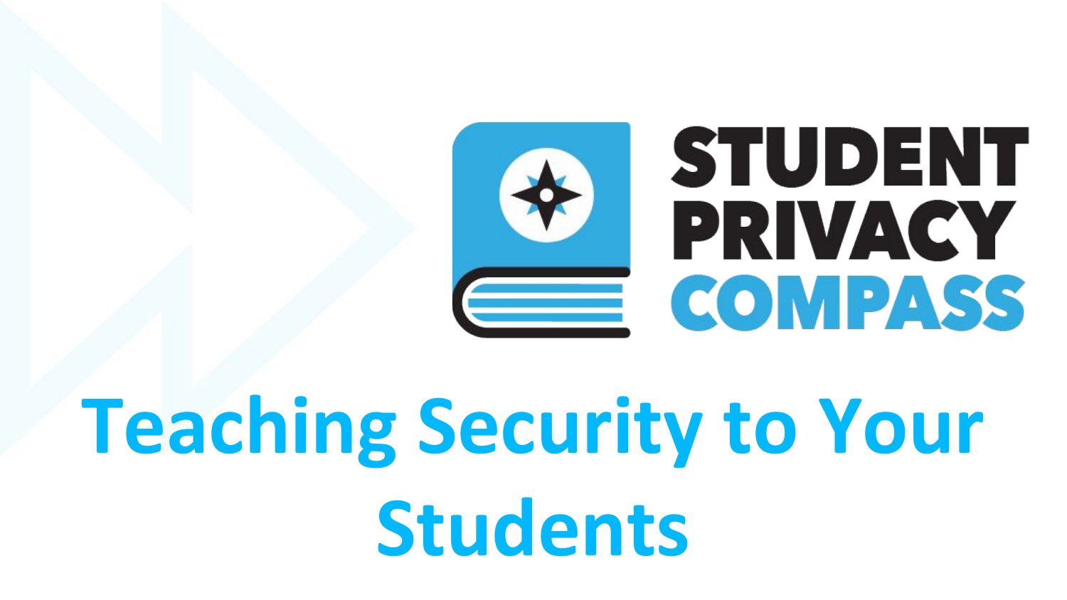STUDENT PRIVACY COMPASS

# Teaching Security to Your Students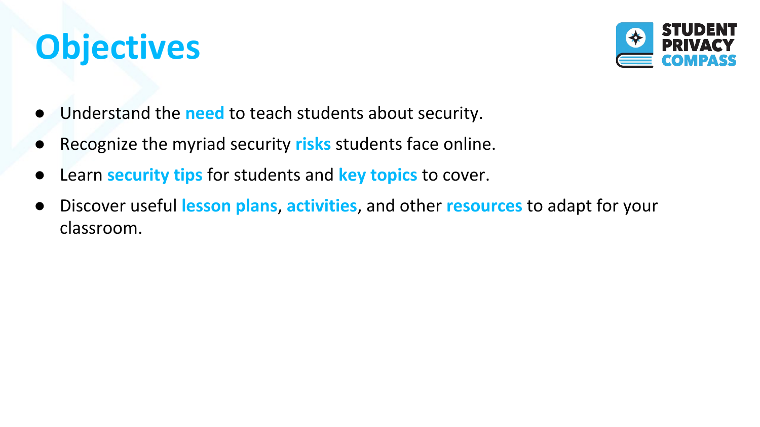# Objectives

- Understand the **need** to teach students about security.
- Recognize the myriad security **risks** students face online.
- Learn **security tips** for students and **key topics** to cover.
- Discover useful **lesson plans**, **activities**, and other **resources** to adapt for your classroom.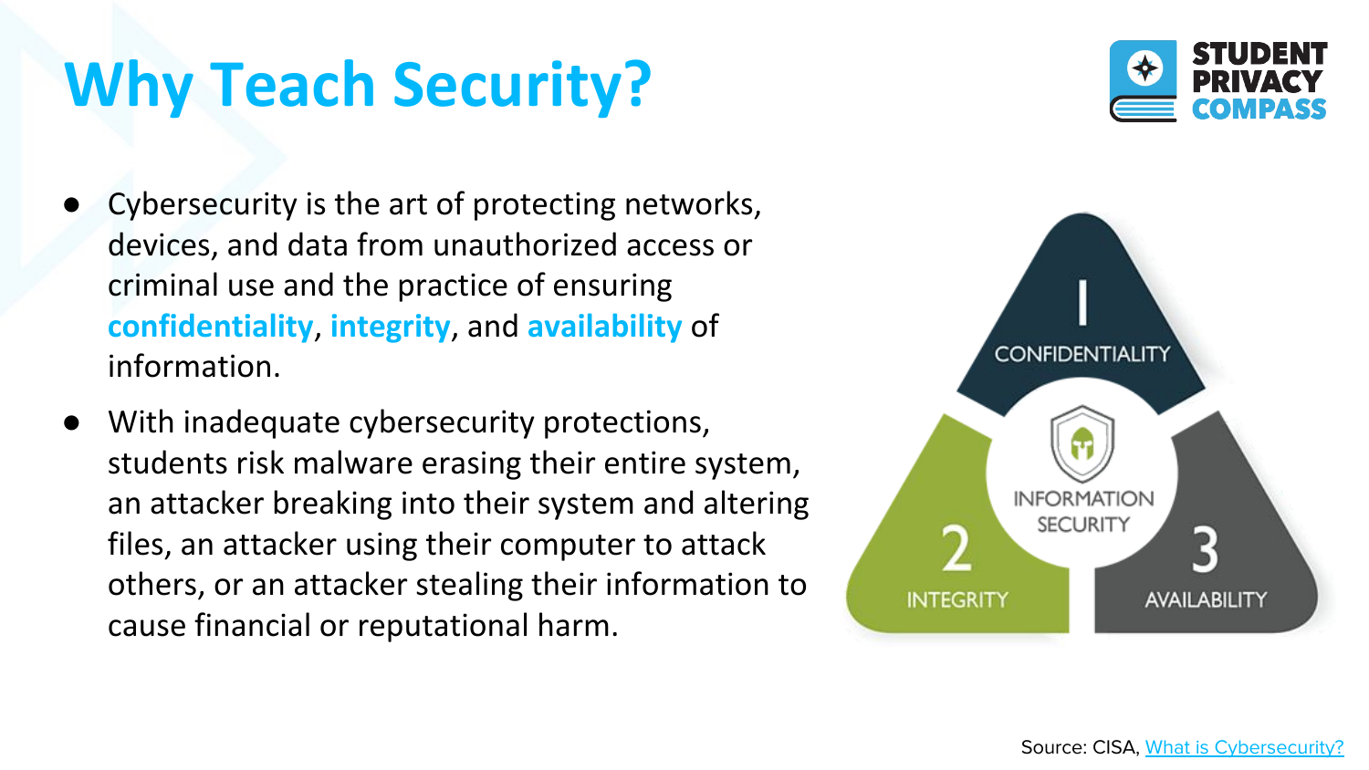# Why Teach Security?

- Cybersecurity is the art of protecting networks, devices, and data from unauthorized access or criminal use and the practice of ensuring **confidentiality**, **integrity**, and **availability** of information.
- With inadequate cybersecurity protections, students risk malware erasing their entire system, an attacker breaking into their system and altering files, an attacker using their computer to attack others, or an attacker stealing their information to cause financial or reputational harm.

1 CONFIDENTIALITY

2 INTEGRITY

3 AVAILABILITY

INFORMATION SECURITY

Source: CISA, [What is Cybersecurity?]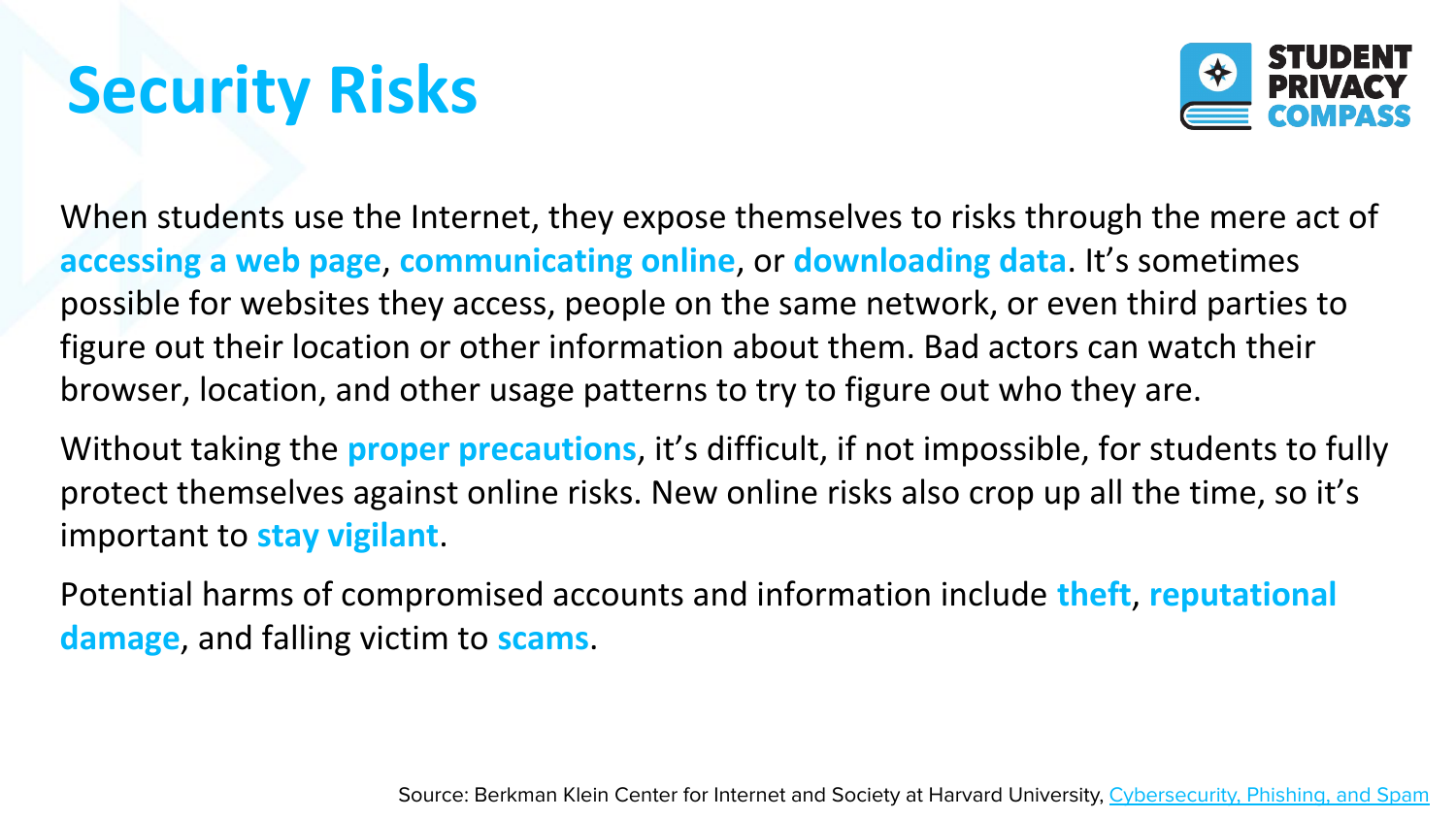# Security Risks

When students use the Internet, they expose themselves to risks through the mere act of **accessing a web page**, **communicating online**, or **downloading data**. It's sometimes possible for websites they access, people on the same network, or even third parties to figure out their location or other information about them. Bad actors can watch their browser, location, and other usage patterns to try to figure out who they are.

Without taking the **proper precautions**, it's difficult, if not impossible, for students to fully protect themselves against online risks. New online risks also crop up all the time, so it's important to **stay vigilant**.

Potential harms of compromised accounts and information include **theft**, **reputational damage**, and falling victim to **scams**.

Source: Berkman Klein Center for Internet and Society at Harvard University, Cybersecurity, Phishing, and Spam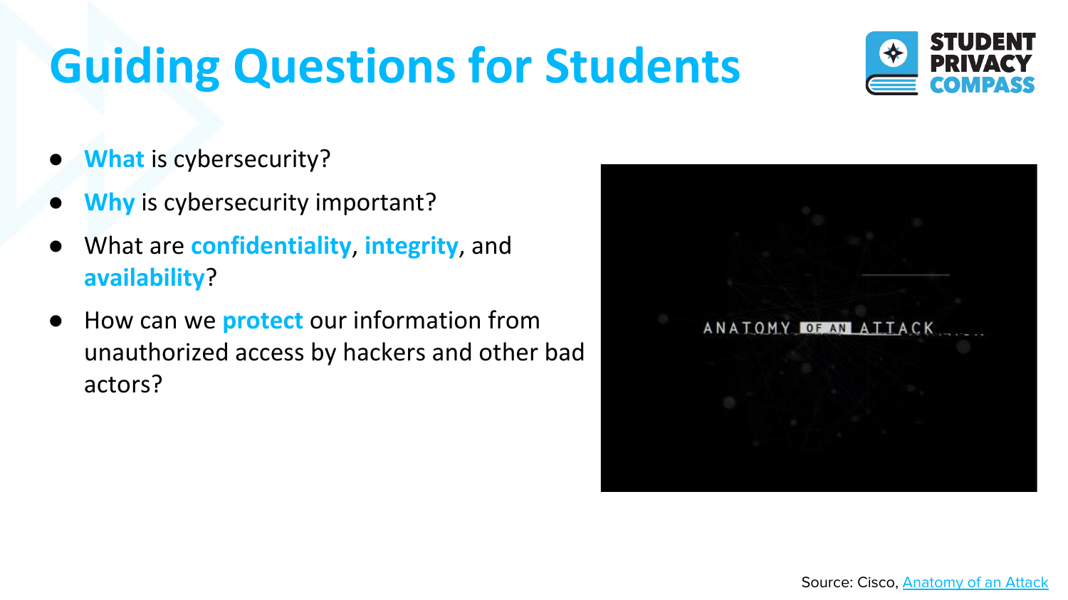# Guiding Questions for Students

- **What** is cybersecurity?
- **Why** is cybersecurity important?
- What are **confidentiality**, **integrity**, and **availability**?
- How can we **protect** our information from unauthorized access by hackers and other bad actors?

Source: Cisco, [Anatomy of an Attack]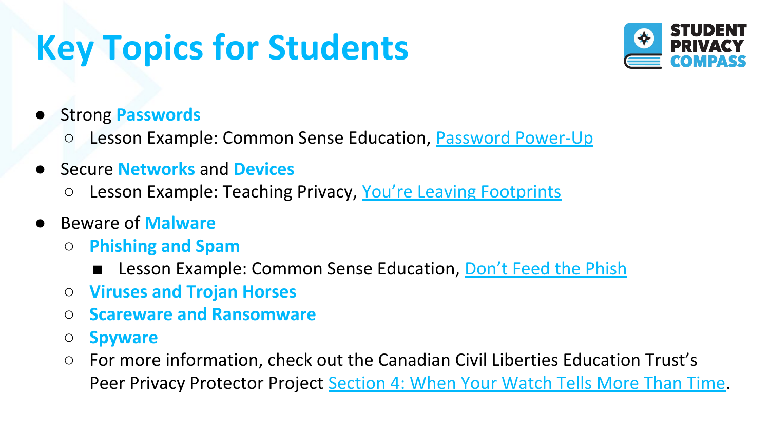# Key Topics for Students

- Strong **Passwords**
  - Lesson Example: Common Sense Education, Password Power-Up
- Secure **Networks** and **Devices**
  - Lesson Example: Teaching Privacy, You're Leaving Footprints
- Beware of **Malware**
  - **Phishing and Spam**
    - Lesson Example: Common Sense Education, Don't Feed the Phish
  - **Viruses and Trojan Horses**
  - **Scareware and Ransomware**
  - **Spyware**
  - For more information, check out the Canadian Civil Liberties Education Trust's Peer Privacy Protector Project Section 4: When Your Watch Tells More Than Time.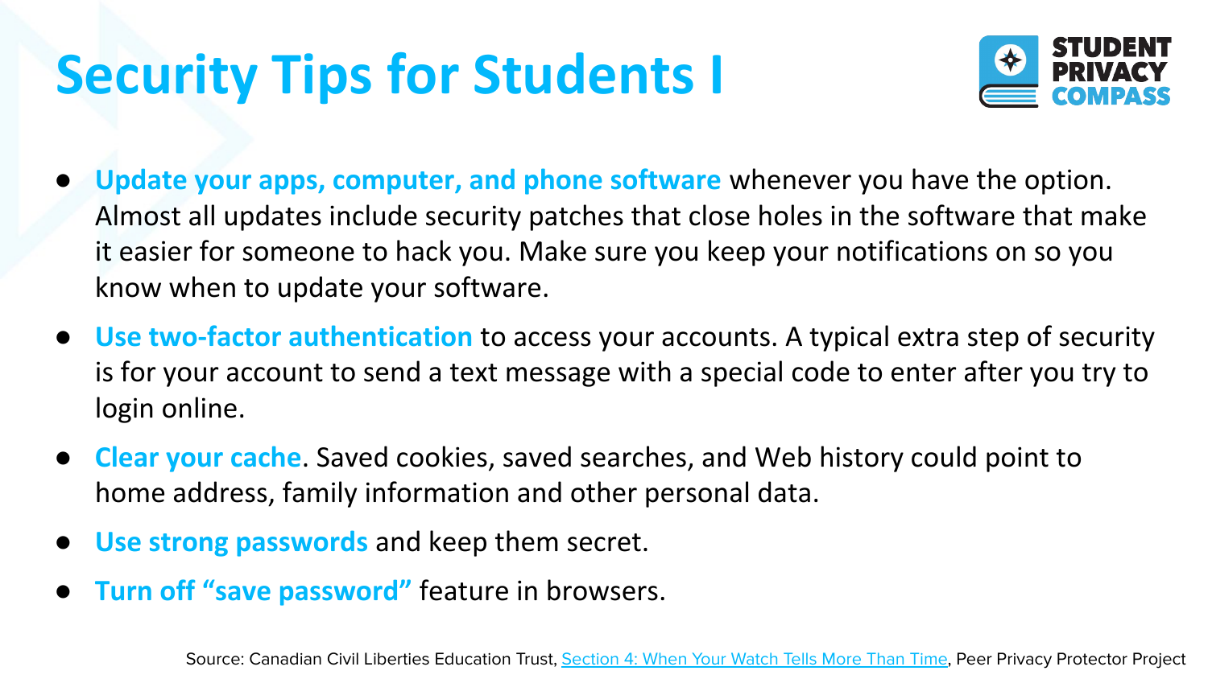# Security Tips for Students I

- **Update your apps, computer, and phone software** whenever you have the option. Almost all updates include security patches that close holes in the software that make it easier for someone to hack you. Make sure you keep your notifications on so you know when to update your software.
- **Use two-factor authentication** to access your accounts. A typical extra step of security is for your account to send a text message with a special code to enter after you try to login online.
- **Clear your cache**. Saved cookies, saved searches, and Web history could point to home address, family information and other personal data.
- **Use strong passwords** and keep them secret.
- **Turn off "save password"** feature in browsers.

Source: Canadian Civil Liberties Education Trust, Section 4: When Your Watch Tells More Than Time, Peer Privacy Protector Project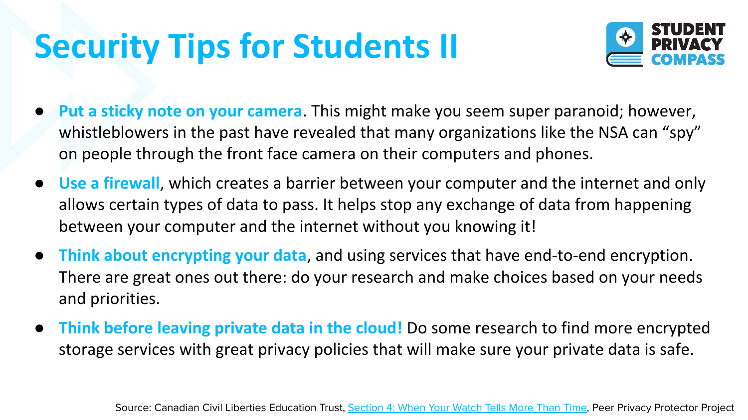# Security Tips for Students II

STUDENT PRIVACY COMPASS

- **Put a sticky note on your camera**. This might make you seem super paranoid; however, whistleblowers in the past have revealed that many organizations like the NSA can "spy" on people through the front face camera on their computers and phones.
- **Use a firewall**, which creates a barrier between your computer and the internet and only allows certain types of data to pass. It helps stop any exchange of data from happening between your computer and the internet without you knowing it!
- **Think about encrypting your data**, and using services that have end-to-end encryption. There are great ones out there: do your research and make choices based on your needs and priorities.
- **Think before leaving private data in the cloud!** Do some research to find more encrypted storage services with great privacy policies that will make sure your private data is safe.

Source: Canadian Civil Liberties Education Trust, Section 4: When Your Watch Tells More Than Time, Peer Privacy Protector Project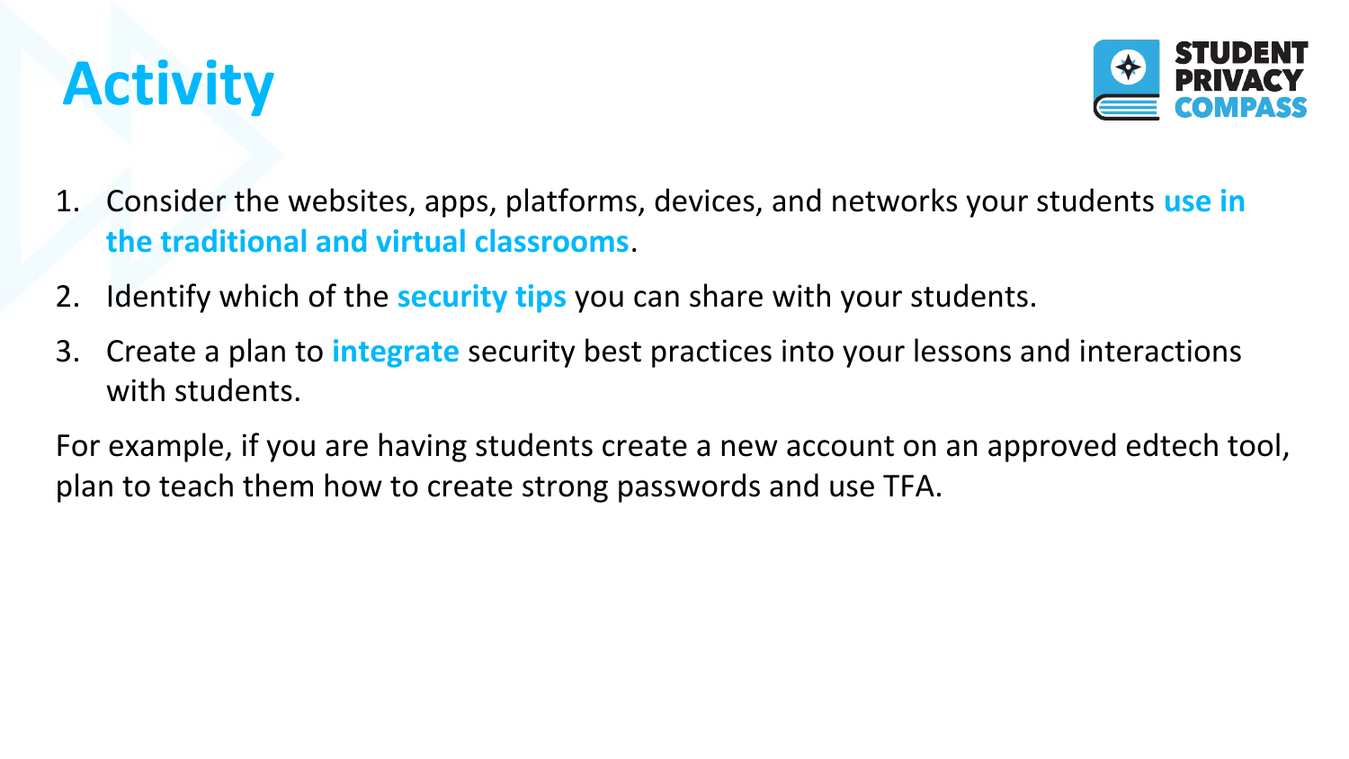# Activity

1. Consider the websites, apps, platforms, devices, and networks your students **use in the traditional and virtual classrooms**.
2. Identify which of the **security tips** you can share with your students.
3. Create a plan to **integrate** security best practices into your lessons and interactions with students.

For example, if you are having students create a new account on an approved edtech tool, plan to teach them how to create strong passwords and use TFA.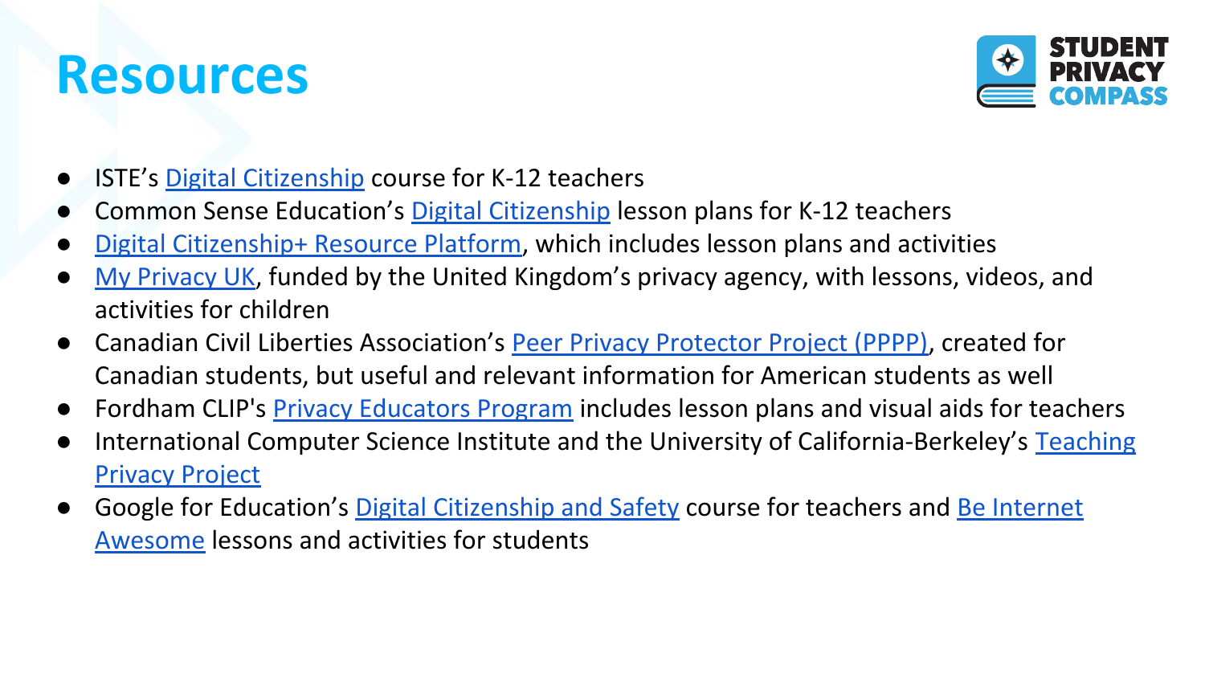# Resources

- ISTE's Digital Citizenship course for K-12 teachers
- Common Sense Education's Digital Citizenship lesson plans for K-12 teachers
- Digital Citizenship+ Resource Platform, which includes lesson plans and activities
- My Privacy UK, funded by the United Kingdom's privacy agency, with lessons, videos, and activities for children
- Canadian Civil Liberties Association's Peer Privacy Protector Project (PPPP), created for Canadian students, but useful and relevant information for American students as well
- Fordham CLIP's Privacy Educators Program includes lesson plans and visual aids for teachers
- International Computer Science Institute and the University of California-Berkeley's Teaching Privacy Project
- Google for Education's Digital Citizenship and Safety course for teachers and Be Internet Awesome lessons and activities for students